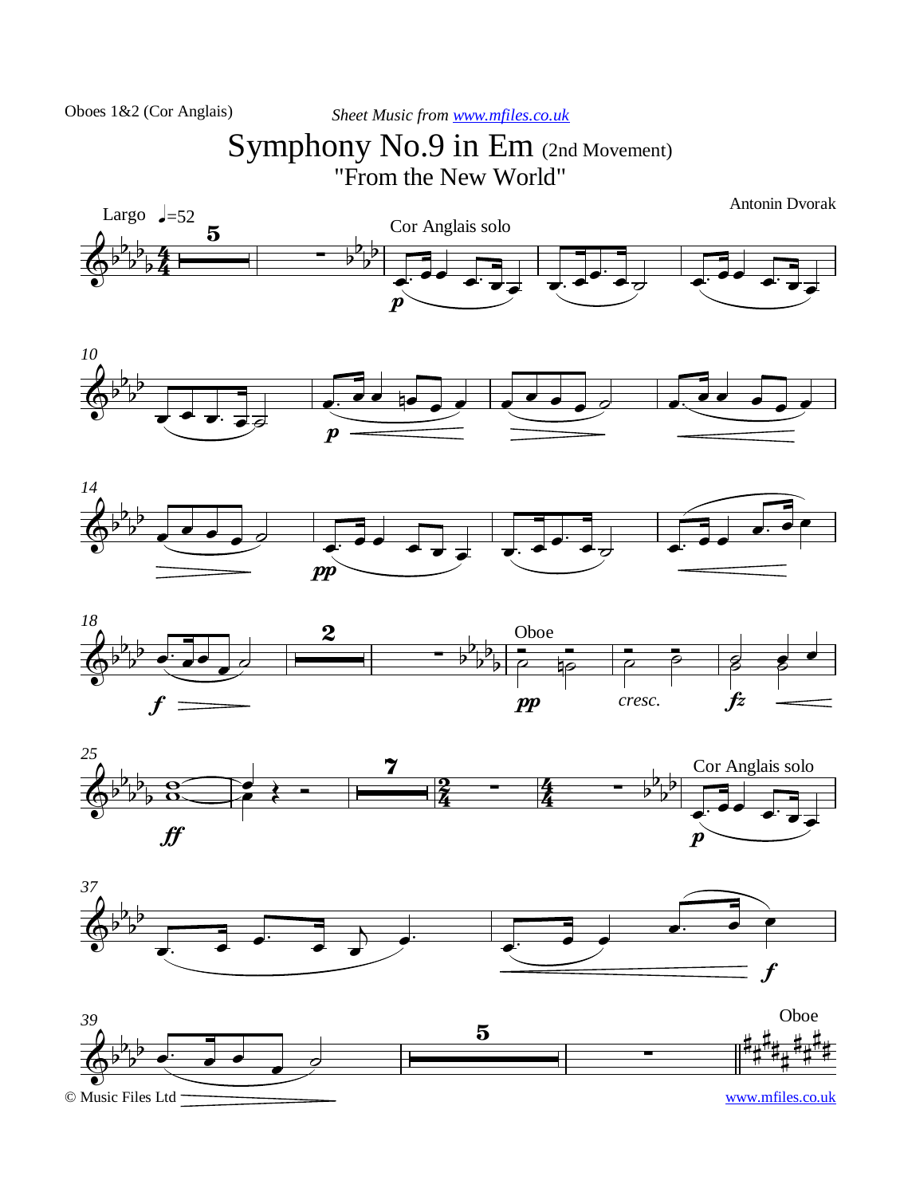Oboes 1&2 (Cor Anglais)

*Sheet Music from www.mfiles.co.uk*

# Symphony No.9 in Em (2nd Movement)

## "From the New World"

Antonin Dvorak

© Music Files Ltd

www.mfiles.co.uk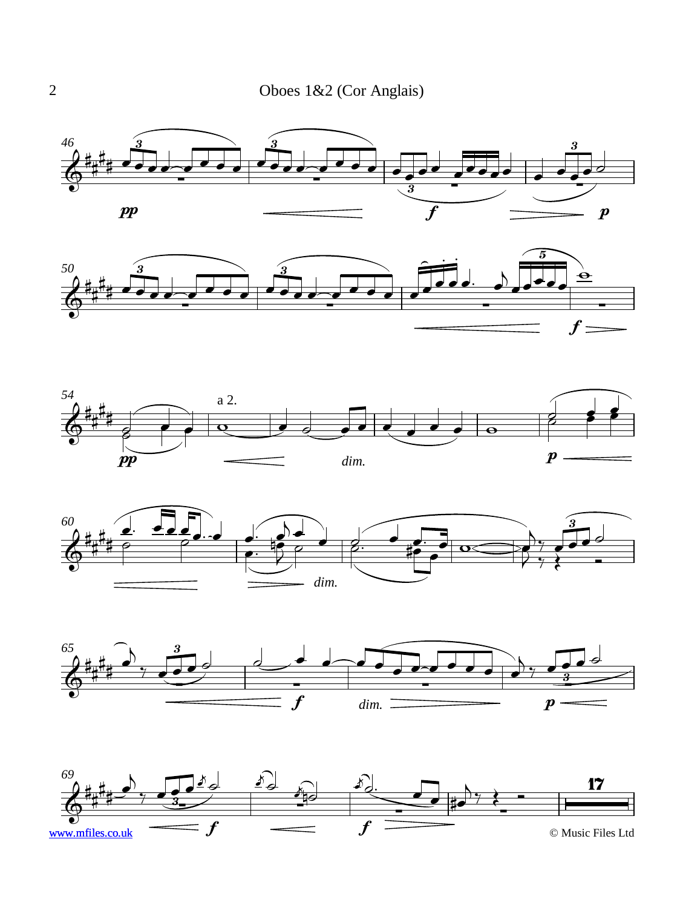Oboes 1&2 (Cor Anglais)

www.mfiles.co.uk

© Music Files Ltd